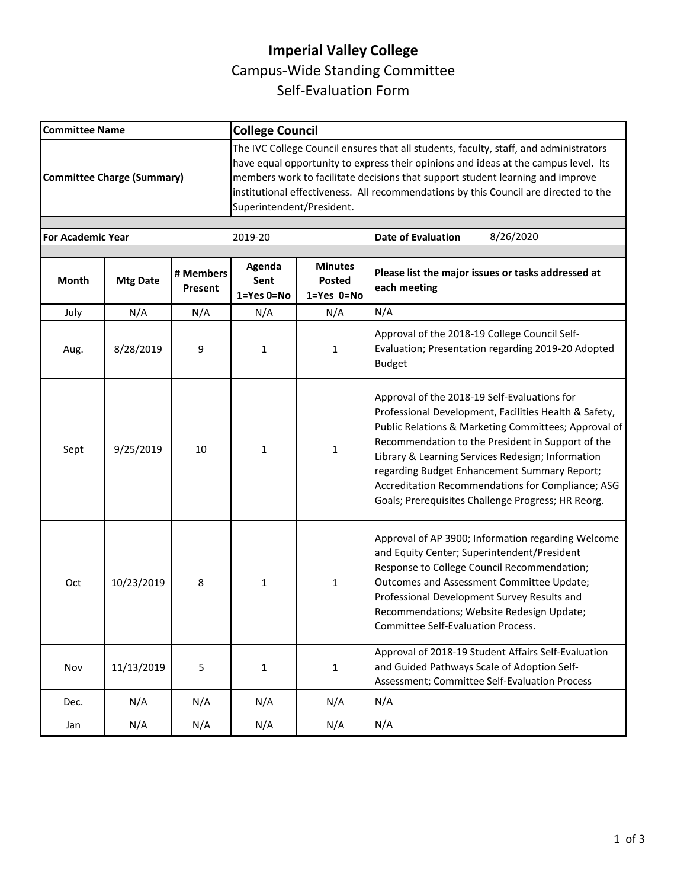# Imperial Valley College

## Campus-Wide Standing Committee
## Self-Evaluation Form

| | |
|---|---|
| **Committee Name** | **College Council** |
| **Committee Charge (Summary)** | The IVC College Council ensures that all students, faculty, staff, and administrators have equal opportunity to express their opinions and ideas at the campus level. Its members work to facilitate decisions that support student learning and improve institutional effectiveness. All recommendations by this Council are directed to the Superintendent/President. |

| | | | |
|---|---|---|---|
| **For Academic Year** | 2019-20 | **Date of Evaluation** | 8/26/2020 |

| Month | Mtg Date | # Members Present | Agenda Sent 1=Yes 0=No | Minutes Posted 1=Yes 0=No | Please list the major issues or tasks addressed at each meeting |
|---|---|---|---|---|---|
| July | N/A | N/A | N/A | N/A | N/A |
| Aug. | 8/28/2019 | 9 | 1 | 1 | Approval of the 2018-19 College Council Self-Evaluation; Presentation regarding 2019-20 Adopted Budget |
| Sept | 9/25/2019 | 10 | 1 | 1 | Approval of the 2018-19 Self-Evaluations for Professional Development, Facilities Health & Safety, Public Relations & Marketing Committees; Approval of Recommendation to the President in Support of the Library & Learning Services Redesign; Information regarding Budget Enhancement Summary Report; Accreditation Recommendations for Compliance; ASG Goals; Prerequisites Challenge Progress; HR Reorg. |
| Oct | 10/23/2019 | 8 | 1 | 1 | Approval of AP 3900; Information regarding Welcome and Equity Center; Superintendent/President Response to College Council Recommendation; Outcomes and Assessment Committee Update; Professional Development Survey Results and Recommendations; Website Redesign Update; Committee Self-Evaluation Process. |
| Nov | 11/13/2019 | 5 | 1 | 1 | Approval of 2018-19 Student Affairs Self-Evaluation and Guided Pathways Scale of Adoption Self-Assessment; Committee Self-Evaluation Process |
| Dec. | N/A | N/A | N/A | N/A | N/A |
| Jan | N/A | N/A | N/A | N/A | N/A |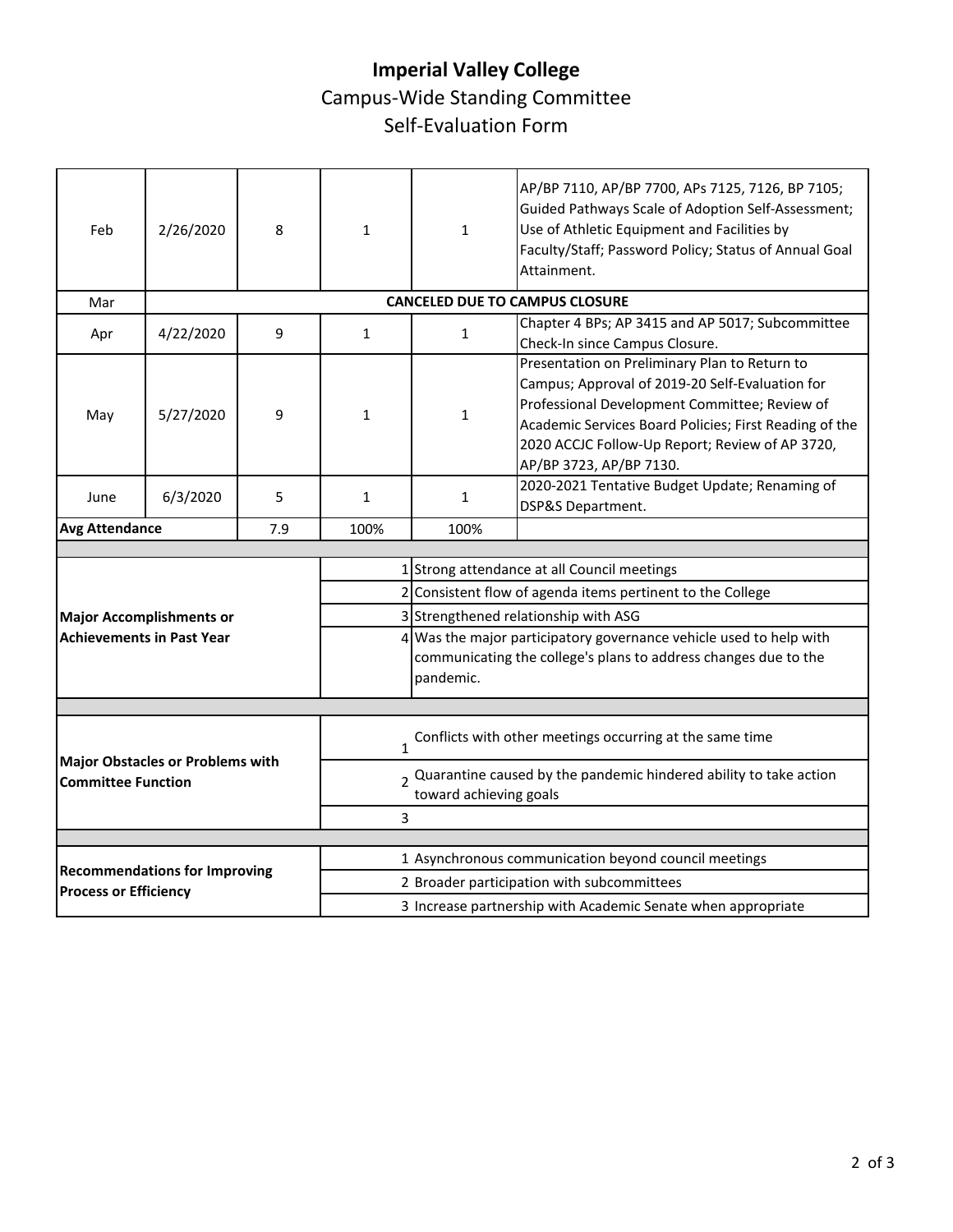# Imperial Valley College

## Campus-Wide Standing Committee

## Self-Evaluation Form

| | | | | | |
|---|---|---|---|---|---|
| Feb | 2/26/2020 | 8 | 1 | 1 | AP/BP 7110, AP/BP 7700, APs 7125, 7126, BP 7105; Guided Pathways Scale of Adoption Self-Assessment; Use of Athletic Equipment and Facilities by Faculty/Staff; Password Policy; Status of Annual Goal Attainment. |
| Mar | **CANCELED DUE TO CAMPUS CLOSURE** | | | | |
| Apr | 4/22/2020 | 9 | 1 | 1 | Chapter 4 BPs; AP 3415 and AP 5017; Subcommittee Check-In since Campus Closure. |
| May | 5/27/2020 | 9 | 1 | 1 | Presentation on Preliminary Plan to Return to Campus; Approval of 2019-20 Self-Evaluation for Professional Development Committee; Review of Academic Services Board Policies; First Reading of the 2020 ACCJC Follow-Up Report; Review of AP 3720, AP/BP 3723, AP/BP 7130. |
| June | 6/3/2020 | 5 | 1 | 1 | 2020-2021 Tentative Budget Update; Renaming of DSP&S Department. |
| **Avg Attendance** | | 7.9 | 100% | 100% | |

| | | |
|---|---|---|
| **Major Accomplishments or Achievements in Past Year** | 1 | Strong attendance at all Council meetings |
| | 2 | Consistent flow of agenda items pertinent to the College |
| | 3 | Strengthened relationship with ASG |
| | 4 | Was the major participatory governance vehicle used to help with communicating the college's plans to address changes due to the pandemic. |
| **Major Obstacles or Problems with Committee Function** | 1 | Conflicts with other meetings occurring at the same time |
| | 2 | Quarantine caused by the pandemic hindered ability to take action toward achieving goals |
| | 3 | |
| **Recommendations for Improving Process or Efficiency** | 1 | Asynchronous communication beyond council meetings |
| | 2 | Broader participation with subcommittees |
| | 3 | Increase partnership with Academic Senate when appropriate |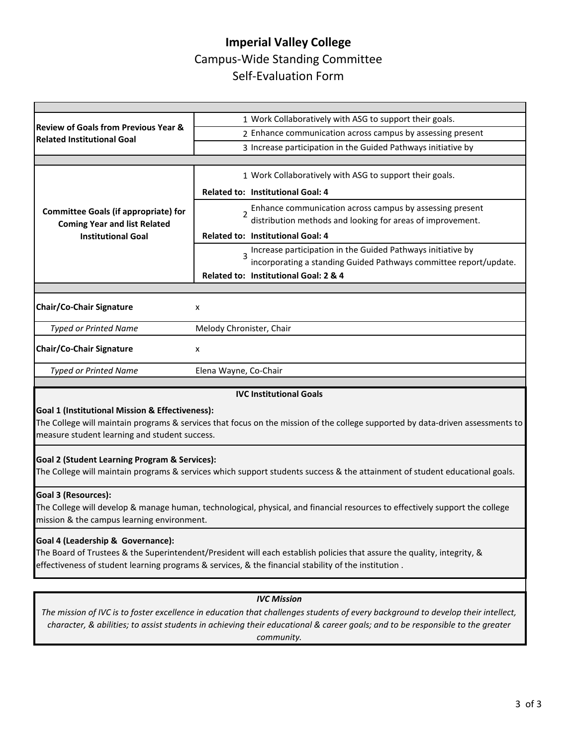# Imperial Valley College

## Campus-Wide Standing Committee
## Self-Evaluation Form

| | |
|---|---|
| **Review of Goals from Previous Year & Related Institutional Goal** | 1 Work Collaboratively with ASG to support their goals. |
| | 2 Enhance communication across campus by assessing present |
| | 3 Increase participation in the Guided Pathways initiative by |
| **Committee Goals (if appropriate) for Coming Year and list Related Institutional Goal** | 1 Work Collaboratively with ASG to support their goals. |
| | **Related to: Institutional Goal: 4** |
| | 2 Enhance communication across campus by assessing present distribution methods and looking for areas of improvement. |
| | **Related to: Institutional Goal: 4** |
| | 3 Increase participation in the Guided Pathways initiative by incorporating a standing Guided Pathways committee report/update. |
| | **Related to: Institutional Goal: 2 & 4** |
| **Chair/Co-Chair Signature** | x |
| *Typed or Printed Name* | Melody Chronister, Chair |
| **Chair/Co-Chair Signature** | x |
| *Typed or Printed Name* | Elena Wayne, Co-Chair |

**IVC Institutional Goals**

**Goal 1 (Institutional Mission & Effectiveness):**
The College will maintain programs & services that focus on the mission of the college supported by data-driven assessments to measure student learning and student success.

**Goal 2 (Student Learning Program & Services):**
The College will maintain programs & services which support students success & the attainment of student educational goals.

**Goal 3 (Resources):**
The College will develop & manage human, technological, physical, and financial resources to effectively support the college mission & the campus learning environment.

**Goal 4 (Leadership & Governance):**
The Board of Trustees & the Superintendent/President will each establish policies that assure the quality, integrity, & effectiveness of student learning programs & services, & the financial stability of the institution .

***IVC Mission***

*The mission of IVC is to foster excellence in education that challenges students of every background to develop their intellect, character, & abilities; to assist students in achieving their educational & career goals; and to be responsible to the greater community.*